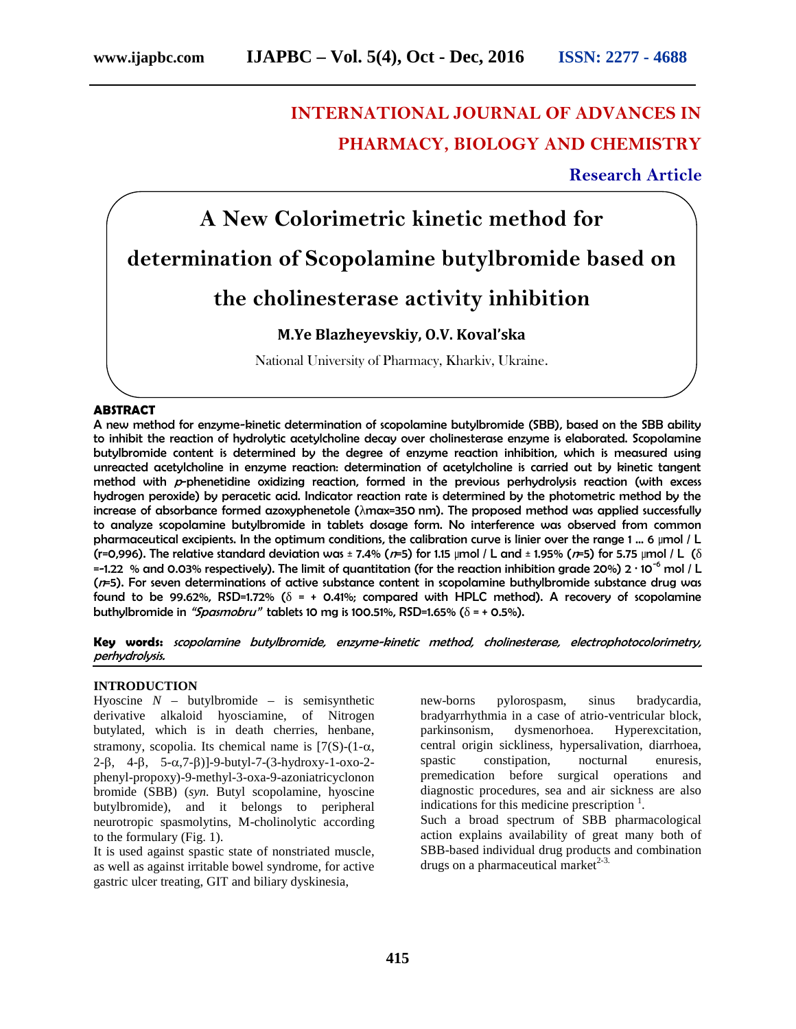INTERNATIONAL JOURNAL OF ADVANCES IN PHARMACY, BIOLOGY AND CHEMISTRY

**Research Article**

# A New Colorimetric kinetic method for determination of Scopolamine butylbromide based on the cholinesterase activity inhibition

**M.Ye Blazheyevskiy, O.V. Koval'ska**

National University of Pharmacy, Kharkiv, Ukraine.

## ABSTRACT

**A new method for enzyme-kinetic determination of scopolamine butylbromide (SBB), based on the SBB ability to inhibit the reaction of hydrolytic acetylcholine decay over cholinesterase enzyme is elaborated. Scopolamine butylbromide content is determined by the degree of enzyme reaction inhibition, which is measured using unreacted acetylcholine in enzyme reaction: determination of acetylcholine is carried out by kinetic tangent method with *p*-phenetidine oxidizing reaction, formed in the previous perhydrolysis reaction (with excess hydrogen peroxide) by peracetic acid. Indicator reaction rate is determined by the photometric method by the increase of absorbance formed azoxyphenetole ($\lambda$max=350 nm). The proposed method was applied successfully to analyze scopolamine butylbromide in tablets dosage form. No interference was observed from common pharmaceutical excipients. In the optimum conditions, the calibration curve is linier over the range 1 ... 6 μmol / L (r=0,996). The relative standard deviation was ± 7.4% (*n*=5) for 1.15 μmol / L and ± 1.95% (*n*=5) for 5.75 μmol / L ($\delta$ =-1.22 % and 0.03% respectively). The limit of quantitation (for the reaction inhibition grade 20%) $2 \cdot 10^{-6}$ mol / L (*n*=5). For seven determinations of active substance content in scopolamine buthylbromide substance drug was found to be 99.62%, RSD=1.72% ($\delta$ = + 0.41%; compared with HPLC method). A recovery of scopolamine buthylbromide in *"Spasmobru"* tablets 10 mg is 100.51%, RSD=1.65% ($\delta$ = + 0.5%).**

**Key words:** *scopolamine butylbromide, enzyme-kinetic method, cholinesterase, electrophotocolorimetry, perhydrolysis.*

## INTRODUCTION

Hyoscine *N* – butylbromide – is semisynthetic derivative alkaloid hyoscyamine, of Nitrogen butylated, which is in death cherries, henbane, stramony, scopolia. Its chemical name is [7(S)-(1-α, 2-β, 4-β, 5-α,7-β)]-9-butyl-7-(3-hydroxy-1-oxo-2-phenyl-propoxy)-9-methyl-3-oxa-9-azoniatricyclonon bromide (SBB) (*syn.* Butyl scopolamine, hyoscine butylbromide), and it belongs to peripheral neurotropic spasmolytins, M-cholinolytic according to the formulary (Fig. 1).

It is used against spastic state of nonstriated muscle, as well as against irritable bowel syndrome, for active gastric ulcer treating, GIT and biliary dyskinesia, new-borns pylorospasm, sinus bradycardia, bradyarrhythmia in a case of atrio-ventricular block, parkinsonism, dysmenorhoea. Hyperexcitation, central origin sickliness, hypersalivation, diarrhoea, spastic constipation, nocturnal enuresis, premedication before surgical operations and diagnostic procedures, sea and air sickness are also indications for this medicine prescription [1].

Such a broad spectrum of SBB pharmacological action explains availability of great many both of SBB-based individual drug products and combination drugs on a pharmaceutical market[2-3].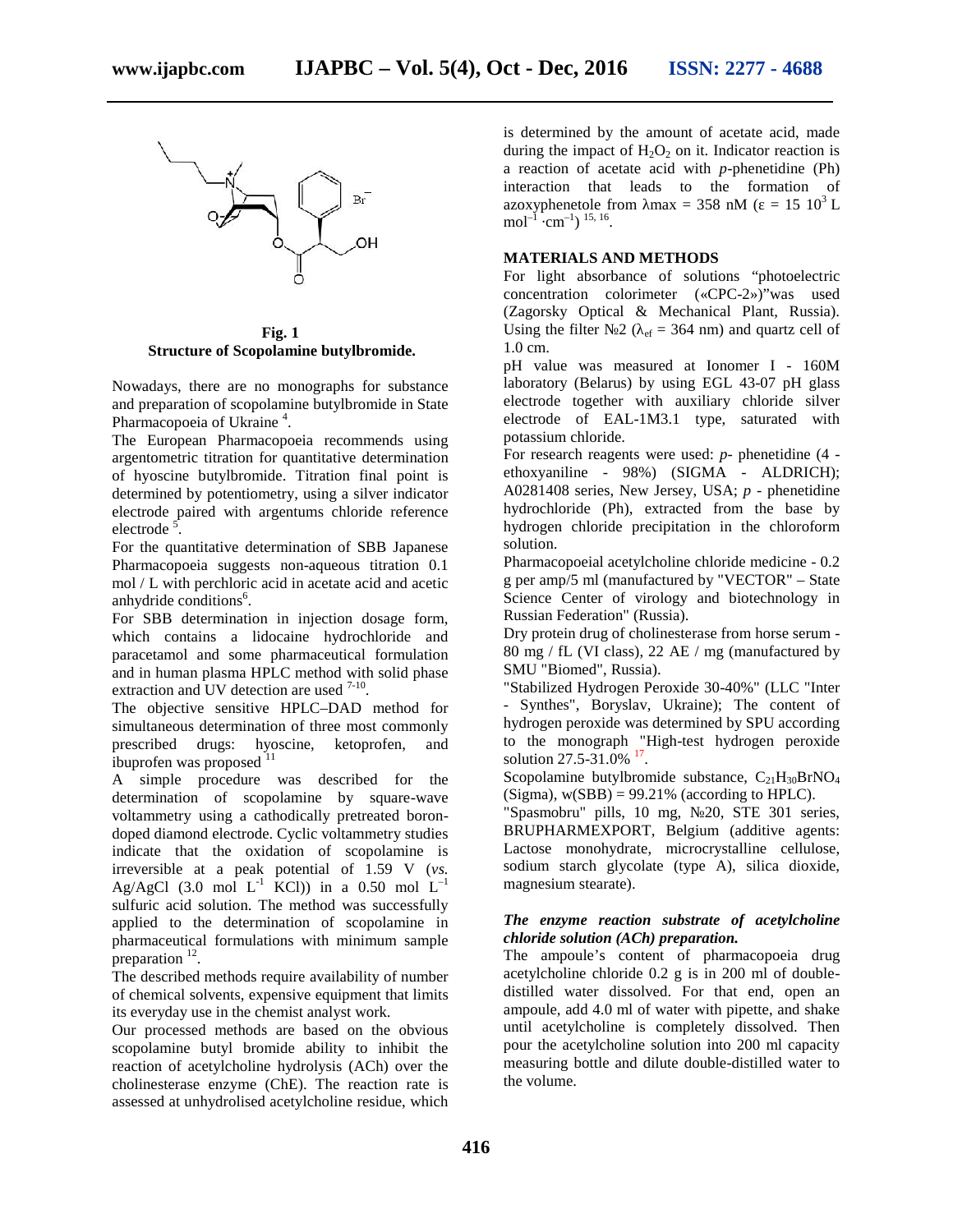**Fig. 1**
**Structure of Scopolamine butylbromide.**

Nowadays, there are no monographs for substance and preparation of scopolamine butylbromide in State Pharmacopoeia of Ukraine [4].

The European Pharmacopoeia recommends using argentometric titration for quantitative determination of hyoscine butylbromide. Titration final point is determined by potentiometry, using a silver indicator electrode paired with argentums chloride reference electrode [5].

For the quantitative determination of SBB Japanese Pharmacopoeia suggests non-aqueous titration 0.1 mol / L with perchloric acid in acetate acid and acetic anhydride conditions[6].

For SBB determination in injection dosage form, which contains a lidocaine hydrochloride and paracetamol and some pharmaceutical formulation and in human plasma HPLC method with solid phase extraction and UV detection are used [7-10].

The objective sensitive HPLC–DAD method for simultaneous determination of three most commonly prescribed drugs: hyoscine, ketoprofen, and ibuprofen was proposed [11]

A simple procedure was described for the determination of scopolamine by square-wave voltammetry using a cathodically pretreated boron-doped diamond electrode. Cyclic voltammetry studies indicate that the oxidation of scopolamine is irreversible at a peak potential of 1.59 V (*vs.* Ag/AgCl (3.0 mol $L^{-1}$ KCl)) in a 0.50 mol $L^{-1}$ sulfuric acid solution. The method was successfully applied to the determination of scopolamine in pharmaceutical formulations with minimum sample preparation [12].

The described methods require availability of number of chemical solvents, expensive equipment that limits its everyday use in the chemist analyst work.

Our processed methods are based on the obvious scopolamine butyl bromide ability to inhibit the reaction of acetylcholine hydrolysis (ACh) over the cholinesterase enzyme (ChE). The reaction rate is assessed at unhydrolised acetylcholine residue, which is determined by the amount of acetate acid, made during the impact of $H_2O_2$ on it. Indicator reaction is a reaction of acetate acid with *p*-phenetidine (Ph) interaction that leads to the formation of azoxyphenetole from λmax = 358 nM (ε = 15 $10^3$ L $mol^{-1} \cdot cm^{-1}$) [15, 16].

## MATERIALS AND METHODS

For light absorbance of solutions "photoelectric concentration colorimeter («CPC-2»)"was used (Zagorsky Optical & Mechanical Plant, Russia). Using the filter №2 ($\lambda_{ef}$ = 364 nm) and quartz cell of 1.0 cm.

pH value was measured at Ionomer I - 160M laboratory (Belarus) by using EGL 43-07 pH glass electrode together with auxiliary chloride silver electrode of EAL-1M3.1 type, saturated with potassium chloride.

For research reagents were used: *p*- phenetidine (4 - ethoxyaniline - 98%) (SIGMA - ALDRICH); A0281408 series, New Jersey, USA; *p* - phenetidine hydrochloride (Ph), extracted from the base by hydrogen chloride precipitation in the chloroform solution.

Pharmacopoeial acetylcholine chloride medicine - 0.2 g per amp/5 ml (manufactured by "VECTOR" – State Science Center of virology and biotechnology in Russian Federation" (Russia).

Dry protein drug of cholinesterase from horse serum - 80 mg / fL (VI class), 22 AE / mg (manufactured by SMU "Biomed", Russia).

"Stabilized Hydrogen Peroxide 30-40%" (LLC "Inter - Synthes", Boryslav, Ukraine); The content of hydrogen peroxide was determined by SPU according to the monograph "High-test hydrogen peroxide solution 27.5-31.0% [17].

Scopolamine butylbromide substance, $C_{21}H_{30}BrNO_4$ (Sigma), w(SBB) = 99.21% (according to HPLC).

"Spasmobru" pills, 10 mg, №20, STE 301 series, BRUPHARMEXPORT, Belgium (additive agents: Lactose monohydrate, microcrystalline cellulose, sodium starch glycolate (type A), silica dioxide, magnesium stearate).

***The enzyme reaction substrate of acetylcholine chloride solution (ACh) preparation.***

The ampoule's content of pharmacopoeia drug acetylcholine chloride 0.2 g is in 200 ml of double-distilled water dissolved. For that end, open an ampoule, add 4.0 ml of water with pipette, and shake until acetylcholine is completely dissolved. Then pour the acetylcholine solution into 200 ml capacity measuring bottle and dilute double-distilled water to the volume.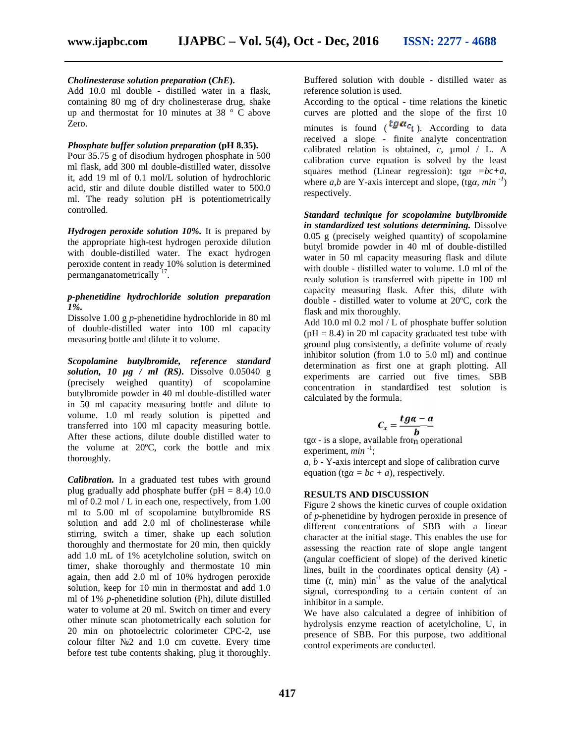***Cholinesterase solution preparation* (*ChE*).**
Add 10.0 ml double - distilled water in a flask, containing 80 mg of dry cholinesterase drug, shake up and thermostat for 10 minutes at 38 ° C above Zero.

***Phosphate buffer solution preparation* (pH 8.35).**
Pour 35.75 g of disodium hydrogen phosphate in 500 ml flask, add 300 ml double-distilled water, dissolve it, add 19 ml of 0.1 mol/L solution of hydrochloric acid, stir and dilute double distilled water to 500.0 ml. The ready solution pH is potentiometrically controlled.

***Hydrogen peroxide solution 10%.*** It is prepared by the appropriate high-test hydrogen peroxide dilution with double-distilled water. The exact hydrogen peroxide content in ready 10% solution is determined permanganatometrically [17].

***p-phenetidine hydrochloride solution preparation 1%.***
Dissolve 1.00 g *p*-phenetidine hydrochloride in 80 ml of double-distilled water into 100 ml capacity measuring bottle and dilute it to volume.

***Scopolamine butylbromide, reference standard solution, 10 μg / ml (RS).*** Dissolve 0.05040 g (precisely weighed quantity) of scopolamine butylbromide powder in 40 ml double-distilled water in 50 ml capacity measuring bottle and dilute to volume. 1.0 ml ready solution is pipetted and transferred into 100 ml capacity measuring bottle. After these actions, dilute double distilled water to the volume at 20ºC, cork the bottle and mix thoroughly.

***Calibration.*** In a graduated test tubes with ground plug gradually add phosphate buffer (pH = 8.4) 10.0 ml of 0.2 mol / L in each one, respectively, from 1.00 ml to 5.00 ml of scopolamine butylbromide RS solution and add 2.0 ml of cholinesterase while stirring, switch a timer, shake up each solution thoroughly and thermostate for 20 min, then quickly add 1.0 mL of 1% acetylcholine solution, switch on timer, shake thoroughly and thermostate 10 min again, then add 2.0 ml of 10% hydrogen peroxide solution, keep for 10 min in thermostat and add 1.0 ml of 1% *p*-phenetidine solution (Ph), dilute distilled water to volume at 20 ml. Switch on timer and every other minute scan photometrically each solution for 20 min on photoelectric colorimeter CPC-2, use colour filter №2 and 1.0 cm cuvette. Every time before test tube contents shaking, plug it thoroughly. Buffered solution with double - distilled water as reference solution is used.

According to the optical - time relations the kinetic curves are plotted and the slope of the first 10 minutes is found ($tg\alpha_{c_i}$). According to data received a slope - finite analyte concentration calibrated relation is obtained, *c*, μmol / L. A calibration curve equation is solved by the least squares method (Linear regression): $tg\alpha = bc + a$, where *a,b* are Y-axis intercept and slope, ($tg\alpha$, $min^{-1}$) respectively.

***Standard technique for scopolamine butylbromide in standardized test solutions determining.*** Dissolve 0.05 g (precisely weighed quantity) of scopolamine butyl bromide powder in 40 ml of double-distilled water in 50 ml capacity measuring flask and dilute with double - distilled water to volume. 1.0 ml of the ready solution is transferred with pipette in 100 ml capacity measuring flask. After this, dilute with double - distilled water to volume at 20ºC, cork the flask and mix thoroughly.

Add 10.0 ml 0.2 mol / L of phosphate buffer solution (pH = 8.4) in 20 ml capacity graduated test tube with ground plug consistently, a definite volume of ready inhibitor solution (from 1.0 to 5.0 ml) and continue determination as first one at graph plotting. All experiments are carried out five times. SBB concentration in standardized test solution is calculated by the formula:

$$C_x = \frac{tg\alpha - a}{b}$$

$tg\alpha$ - is a slope, available from operational experiment, $min^{-1}$;

*a, b* - Y-axis intercept and slope of calibration curve equation ($tg\alpha = bc + a$), respectively.

## RESULTS AND DISCUSSION

Figure 2 shows the kinetic curves of couple oxidation of *p*-phenetidine by hydrogen peroxide in presence of different concentrations of SBB with a linear character at the initial stage. This enables the use for assessing the reaction rate of slope angle tangent (angular coefficient of slope) of the derived kinetic lines, built in the coordinates optical density (*A*) - time (*t*, min) $min^{-1}$ as the value of the analytical signal, corresponding to a certain content of an inhibitor in a sample.

We have also calculated a degree of inhibition of hydrolysis enzyme reaction of acetylcholine, U, in presence of SBB. For this purpose, two additional control experiments are conducted.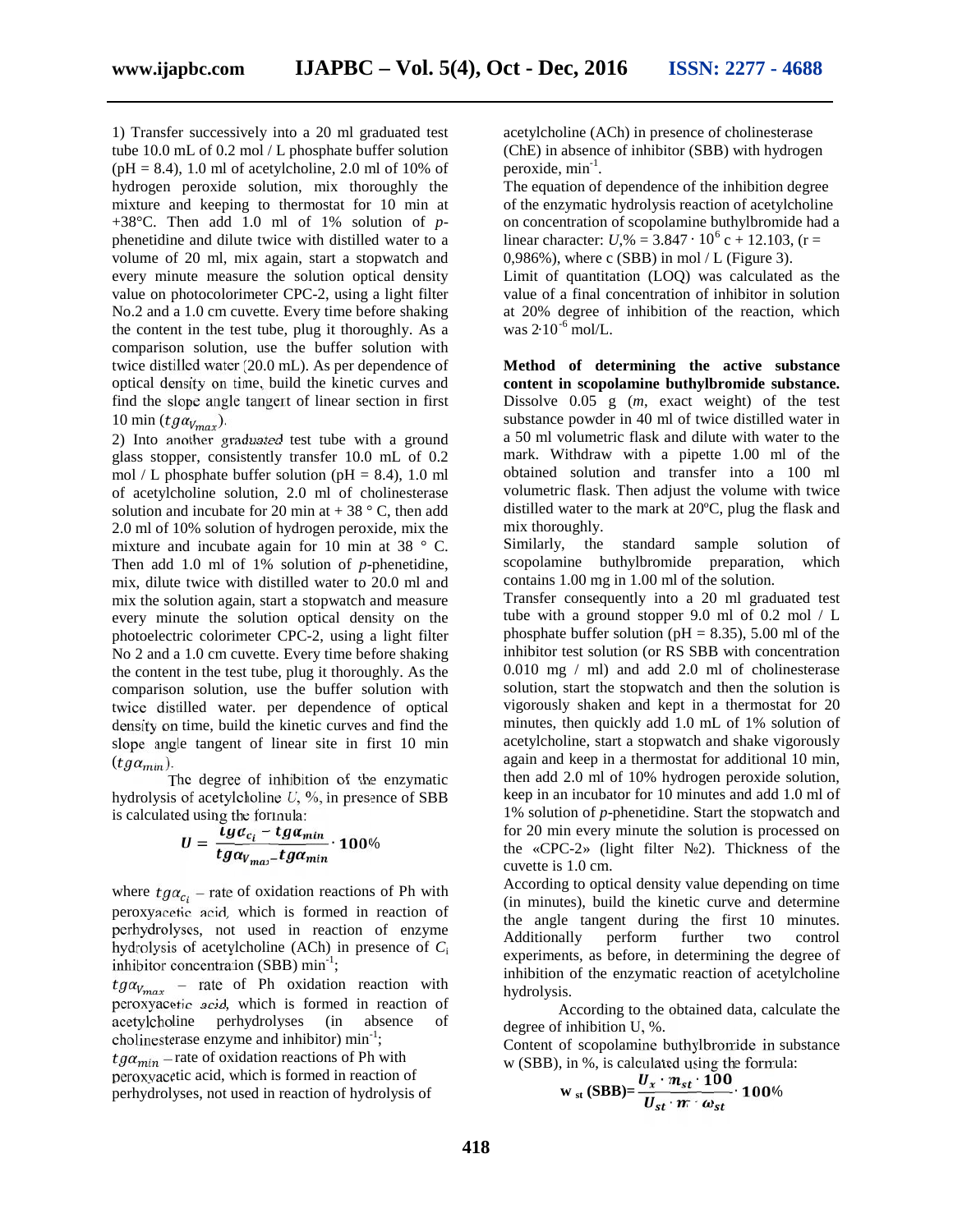1) Transfer successively into a 20 ml graduated test tube 10.0 mL of 0.2 mol / L phosphate buffer solution (pH = 8.4), 1.0 ml of acetylcholine, 2.0 ml of 10% of hydrogen peroxide solution, mix thoroughly the mixture and keeping to thermostat for 10 min at +38°C. Then add 1.0 ml of 1% solution of *p*-phenetidine and dilute twice with distilled water to a volume of 20 ml, mix again, start a stopwatch and every minute measure the solution optical density value on photocolorimeter CPC-2, using a light filter No.2 and a 1.0 cm cuvette. Every time before shaking the content in the test tube, plug it thoroughly. As a comparison solution, use the buffer solution with twice distilled water (20.0 mL). As per dependence of optical density on time, build the kinetic curves and find the slope angle tangent of linear section in first 10 min ($tg\alpha_{V_{max}}$).

2) Into another graduated test tube with a ground glass stopper, consistently transfer 10.0 mL of 0.2 mol / L phosphate buffer solution (pH = 8.4), 1.0 ml of acetylcholine solution, 2.0 ml of cholinesterase solution and incubate for 20 min at + 38 ° C, then add 2.0 ml of 10% solution of hydrogen peroxide, mix the mixture and incubate again for 10 min at 38 ° C. Then add 1.0 ml of 1% solution of *p*-phenetidine, mix, dilute twice with distilled water to 20.0 ml and mix the solution again, start a stopwatch and measure every minute the solution optical density on the photoelectric colorimeter CPC-2, using a light filter No 2 and a 1.0 cm cuvette. Every time before shaking the content in the test tube, plug it thoroughly. As the comparison solution, use the buffer solution with twice distilled water. per dependence of optical density on time, build the kinetic curves and find the slope angle tangent of linear site in first 10 min ($tg\alpha_{min}$).

The degree of inhibition of the enzymatic hydrolysis of acetylcholine *U*, %, in presence of SBB is calculated using the formula:

$$U = \frac{tg\alpha_{c_i} - tg\alpha_{min}}{tg\alpha_{V_{max}} - tg\alpha_{min}} \cdot 100\%$$

where $tg\alpha_{c_i}$ – rate of oxidation reactions of Ph with peroxyacetic acid, which is formed in reaction of perhydrolyses, not used in reaction of enzyme hydrolysis of acetylcholine (ACh) in presence of $C_i$ inhibitor concentration (SBB) min$^{-1}$;

$tg\alpha_{V_{max}}$ – rate of Ph oxidation reaction with peroxyacetic acid, which is formed in reaction of acetylcholine perhydrolyses (in absence of cholinesterase enzyme and inhibitor) min$^{-1}$;

$tg\alpha_{min}$ – rate of oxidation reactions of Ph with peroxyacetic acid, which is formed in reaction of perhydrolyses, not used in reaction of hydrolysis of acetylcholine (ACh) in presence of cholinesterase (ChE) in absence of inhibitor (SBB) with hydrogen peroxide, min$^{-1}$.

The equation of dependence of the inhibition degree of the enzymatic hydrolysis reaction of acetylcholine on concentration of scopolamine buthylbromide had a linear character: $U,\% = 3.847 \cdot 10^6$ c + 12.103, (r = 0,986%), where c (SBB) in mol / L (Figure 3).

Limit of quantitation (LOQ) was calculated as the value of a final concentration of inhibitor in solution at 20% degree of inhibition of the reaction, which was $2 \cdot 10^{-6}$ mol/L.

**Method of determining the active substance content in scopolamine buthylbromide substance.** Dissolve 0.05 g (*m*, exact weight) of the test substance powder in 40 ml of twice distilled water in a 50 ml volumetric flask and dilute with water to the mark. Withdraw with a pipette 1.00 ml of the obtained solution and transfer into a 100 ml volumetric flask. Then adjust the volume with twice distilled water to the mark at 20ºC, plug the flask and mix thoroughly.

Similarly, the standard sample solution of scopolamine buthylbromide preparation, which contains 1.00 mg in 1.00 ml of the solution.

Transfer consequently into a 20 ml graduated test tube with a ground stopper 9.0 ml of 0.2 mol / L phosphate buffer solution (pH = 8.35), 5.00 ml of the inhibitor test solution (or RS SBB with concentration 0.010 mg / ml) and add 2.0 ml of cholinesterase solution, start the stopwatch and then the solution is vigorously shaken and kept in a thermostat for 20 minutes, then quickly add 1.0 mL of 1% solution of acetylcholine, start a stopwatch and shake vigorously again and keep in a thermostat for additional 10 min, then add 2.0 ml of 10% hydrogen peroxide solution, keep in an incubator for 10 minutes and add 1.0 ml of 1% solution of *p*-phenetidine. Start the stopwatch and for 20 min every minute the solution is processed on the «CPC-2» (light filter №2). Thickness of the cuvette is 1.0 cm.

According to optical density value depending on time (in minutes), build the kinetic curve and determine the angle tangent during the first 10 minutes. Additionally perform further two control experiments, as before, in determining the degree of inhibition of the enzymatic reaction of acetylcholine hydrolysis.

According to the obtained data, calculate the degree of inhibition U, %.

Content of scopolamine buthylbromide in substance w (SBB), in %, is calculated using the formula:

$$w_{st}\,(SBB) = \frac{U_x \cdot m_{st} \cdot 100}{U_{st} \cdot m \cdot \omega_{st}} \cdot 100\%$$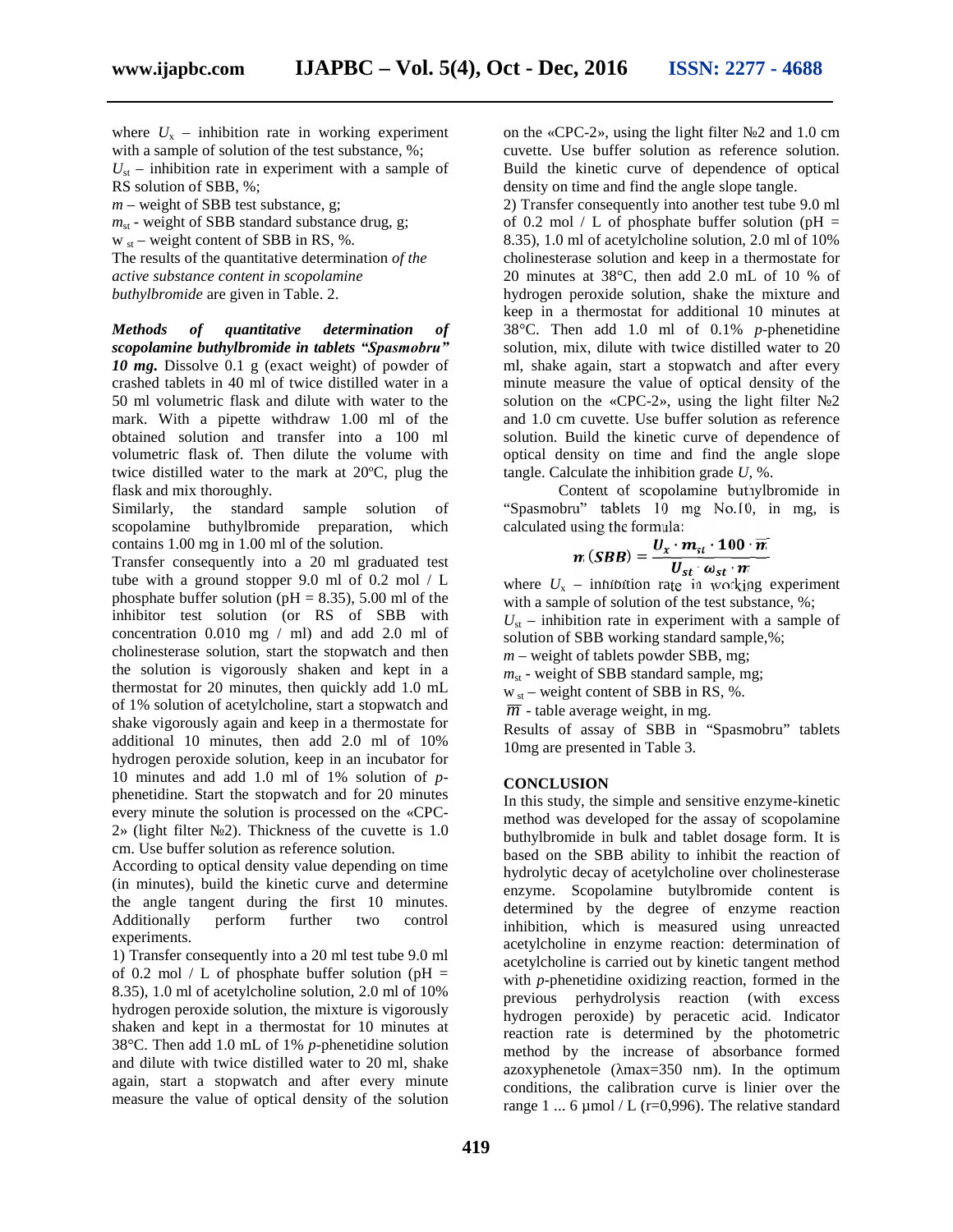where $U_x$ – inhibition rate in working experiment with a sample of solution of the test substance, %;

$U_{st}$ – inhibition rate in experiment with a sample of RS solution of SBB, %;

$m$ – weight of SBB test substance, g;

$m_{st}$ - weight of SBB standard substance drug, g;

$w_{st}$ – weight content of SBB in RS, %.

The results of the quantitative determination *of the active substance content in scopolamine buthylbromide* are given in Table. 2.

***Methods of quantitative determination of scopolamine buthylbromide in tablets "Spasmobru" 10 mg.*** Dissolve 0.1 g (exact weight) of powder of crashed tablets in 40 ml of twice distilled water in a 50 ml volumetric flask and dilute with water to the mark. With a pipette withdraw 1.00 ml of the obtained solution and transfer into a 100 ml volumetric flask of. Then dilute the volume with twice distilled water to the mark at 20ºC, plug the flask and mix thoroughly.

Similarly, the standard sample solution of scopolamine buthylbromide preparation, which contains 1.00 mg in 1.00 ml of the solution.

Transfer consequently into a 20 ml graduated test tube with a ground stopper 9.0 ml of 0.2 mol / L phosphate buffer solution (pH = 8.35), 5.00 ml of the inhibitor test solution (or RS of SBB with concentration 0.010 mg / ml) and add 2.0 ml of cholinesterase solution, start the stopwatch and then the solution is vigorously shaken and kept in a thermostat for 20 minutes, then quickly add 1.0 mL of 1% solution of acetylcholine, start a stopwatch and shake vigorously again and keep in a thermostate for additional 10 minutes, then add 2.0 ml of 10% hydrogen peroxide solution, keep in an incubator for 10 minutes and add 1.0 ml of 1% solution of *p*-phenetidine. Start the stopwatch and for 20 minutes every minute the solution is processed on the «CPC-2» (light filter №2). Thickness of the cuvette is 1.0 cm. Use buffer solution as reference solution.

According to optical density value depending on time (in minutes), build the kinetic curve and determine the angle tangent during the first 10 minutes. Additionally perform further two control experiments.

1) Transfer consequently into a 20 ml test tube 9.0 ml of 0.2 mol / L of phosphate buffer solution (pH = 8.35), 1.0 ml of acetylcholine solution, 2.0 ml of 10% hydrogen peroxide solution, the mixture is vigorously shaken and kept in a thermostat for 10 minutes at 38°C. Then add 1.0 mL of 1% *p*-phenetidine solution and dilute with twice distilled water to 20 ml, shake again, start a stopwatch and after every minute measure the value of optical density of the solution on the «CPC-2», using the light filter №2 and 1.0 cm cuvette. Use buffer solution as reference solution. Build the kinetic curve of dependence of optical density on time and find the angle slope tangent.

2) Transfer consequently into another test tube 9.0 ml of 0.2 mol / L of phosphate buffer solution (pH = 8.35), 1.0 ml of acetylcholine solution, 2.0 ml of 10% cholinesterase solution and keep in a thermostat for 20 minutes at 38°C, then add 2.0 mL of 10 % of hydrogen peroxide solution, shake the mixture and keep in a thermostat for additional 10 minutes at 38°C. Then add 1.0 ml of 0.1% *p*-phenetidine solution, mix, dilute with twice distilled water to 20 ml, shake again, start a stopwatch and after every minute measure the value of optical density of the solution on the «CPC-2», using the light filter №2 and 1.0 cm cuvette. Use buffer solution as reference solution. Build the kinetic curve of dependence of optical density on time and find the angle slope tangle. Calculate the inhibition grade $U$, %.

Content of scopolamine butiylbromide in "Spasmobru" tablets 10 mg No.10, in mg, is calculated using the formula:

$$m\,(SBB) = \frac{U_x \cdot m_{st} \cdot 100 \cdot \overline{m}}{U_{st} \cdot \omega_{st} \cdot m}$$

where $U_x$ – inhibition rate in working experiment with a sample of solution of the test substance, %;

$U_{st}$ – inhibition rate in experiment with a sample of solution of SBB working standard sample,%;

$m$ – weight of tablets powder SBB, mg;

$m_{st}$ - weight of SBB standard sample, mg;

$w_{st}$ – weight content of SBB in RS, %.

$\overline{m}$ - table average weight, in mg.

Results of assay of SBB in "Spasmobru" tablets 10mg are presented in Table 3.

## CONCLUSION

In this study, the simple and sensitive enzyme-kinetic method was developed for the assay of scopolamine buthylbromide in bulk and tablet dosage form. It is based on the SBB ability to inhibit the reaction of hydrolytic decay of acetylcholine over cholinesterase enzyme. Scopolamine butylbromide content is determined by the degree of enzyme reaction inhibition, which is measured using unreacted acetylcholine in enzyme reaction: determination of acetylcholine is carried out by kinetic tangent method with *p*-phenetidine oxidizing reaction, formed in the previous perhydrolysis reaction (with excess hydrogen peroxide) by peracetic acid. Indicator reaction rate is determined by the photometric method by the increase of absorbance formed azoxyphenetole (λmax=350 nm). In the optimum conditions, the calibration curve is linier over the range 1 ... 6 µmol / L (r=0,996). The relative standard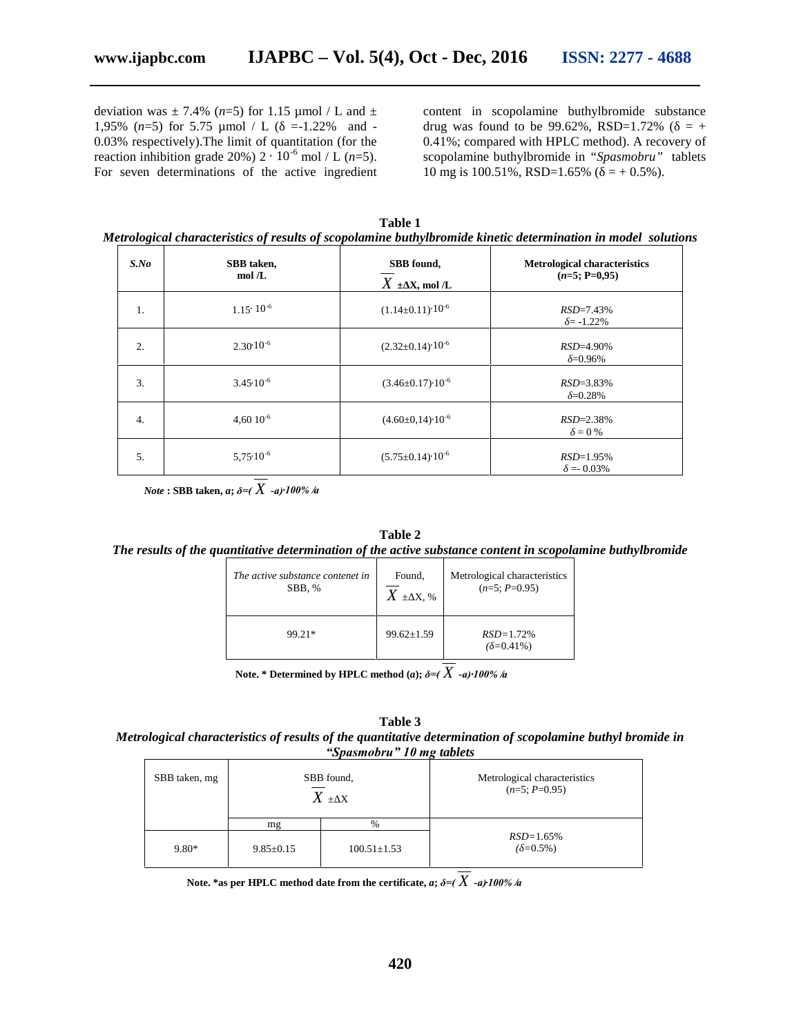deviation was ± 7.4% ($n$=5) for 1.15 µmol / L and ± 1,95% ($n$=5) for 5.75 µmol / L (δ =-1.22% and -0.03% respectively).The limit of quantitation (for the reaction inhibition grade 20%) $2 \cdot 10^{-6}$ mol / L ($n$=5). For seven determinations of the active ingredient content in scopolamine buthylbromide substance drug was found to be 99.62%, RSD=1.72% (δ = + 0.41%; compared with HPLC method). A recovery of scopolamine buthylbromide in *"Spasmobru"* tablets 10 mg is 100.51%, RSD=1.65% (δ = + 0.5%).

**Table 1**

***Metrological characteristics of results of scopolamine buthylbromide kinetic determination in model solutions***

| *S.No* | SBB taken, mol /L | SBB found, $\bar{X} \pm \Delta X$, mol /L | Metrological characteristics ($n$=5; P=0,95) |
|---|---|---|---|
| 1. | $1.15 \cdot 10^{-6}$ | $(1.14 \pm 0.11) \cdot 10^{-6}$ | *RSD*=7.43% <br> δ= -1.22% |
| 2. | $2.30 \cdot 10^{-6}$ | $(2.32 \pm 0.14) \cdot 10^{-6}$ | *RSD*=4.90% <br> δ=0.96% |
| 3. | $3.45 \cdot 10^{-6}$ | $(3.46 \pm 0.17) \cdot 10^{-6}$ | *RSD*=3.83% <br> δ=0.28% |
| 4. | $4{,}60 \cdot 10^{-6}$ | $(4.60 \pm 0{,}14) \cdot 10^{-6}$ | *RSD*=2.38% <br> δ = 0 % |
| 5. | $5{,}75 \cdot 10^{-6}$ | $(5.75 \pm 0.14) \cdot 10^{-6}$ | *RSD*=1.95% <br> δ =- 0.03% |

***Note*** **: SBB taken, *a*; $\delta = (\bar{X} - a) \cdot 100\% / a$**

**Table 2**

***The results of the quantitative determination of the active substance content in scopolamine buthylbromide***

| *The active substance contenet in* SBB, % | Found, $\bar{X} \pm \Delta X$, % | Metrological characteristics ($n$=5; $P$=0.95) |
|---|---|---|
| 99.21* | 99.62±1.59 | *RSD*=1.72% <br> (δ=0.41%) |

**Note. * Determined by HPLC method (*a*); $\delta = (\bar{X} - a) \cdot 100\% / a$**

**Table 3**

***Metrological characteristics of results of the quantitative determination of scopolamine buthyl bromide in "Spasmobru" 10 mg tablets***

| SBB taken, mg | SBB found, $\bar{X} \pm \Delta X$ | | Metrological characteristics ($n$=5; $P$=0.95) |
|---|---|---|---|
| | mg | % | |
| 9.80* | 9.85±0.15 | 100.51±1.53 | *RSD*=1.65% <br> (δ=0.5%) |

**Note. *as per HPLC method date from the certificate, *a*; $\delta = (\bar{X} - a) \cdot 100\% / a$**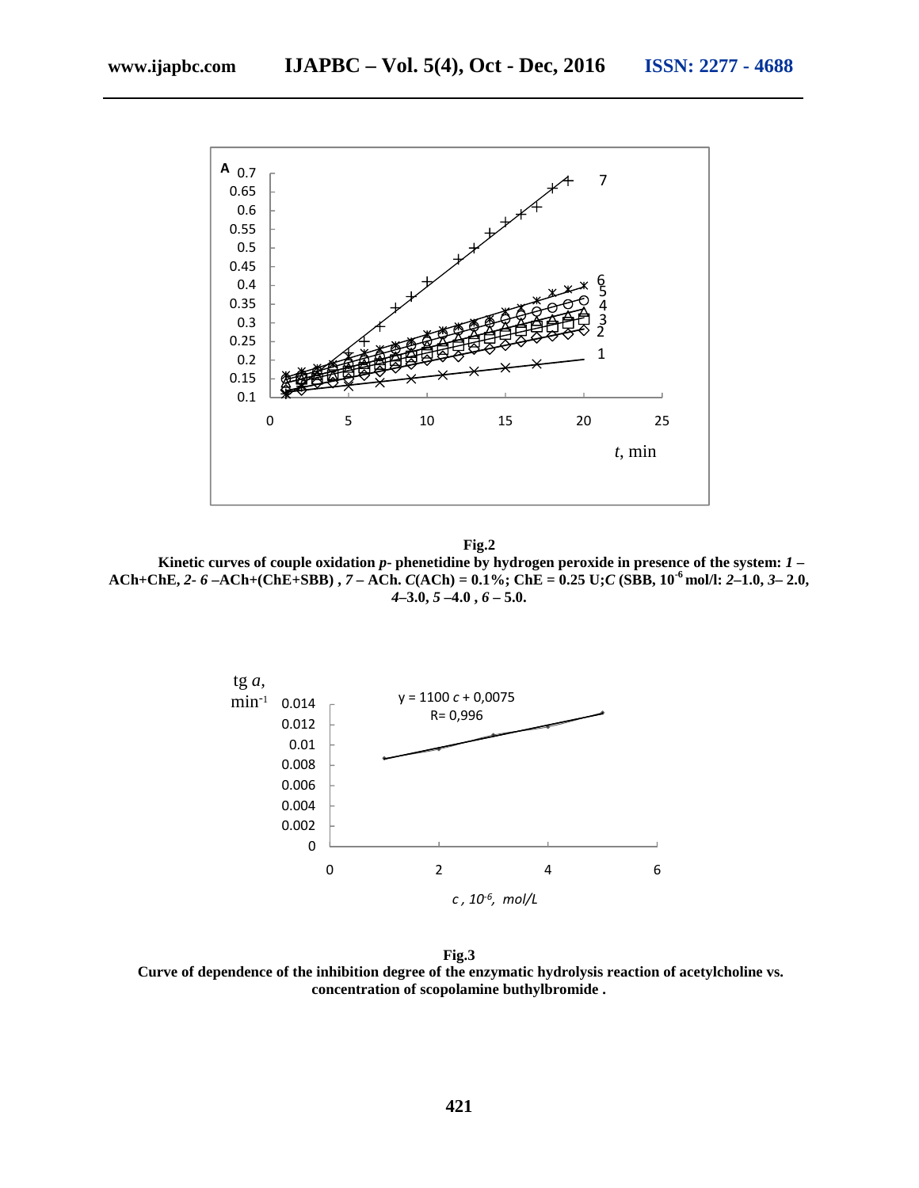**Fig.2**

**Kinetic curves of couple oxidation *p*- phenetidine by hydrogen peroxide in presence of the system: *1* – ACh+ChE, *2- 6* –ACh+(ChE+SBB) , *7* – ACh. *C*(ACh) = 0.1%; ChE = 0.25 U;*C* (SBB, $10^{-6}$ mol/l: *2*–1.0, *3*– 2.0, *4*–3.0, *5* –4.0 , *6* – 5.0.**

**Fig.3**

**Curve of dependence of the inhibition degree of the enzymatic hydrolysis reaction of acetylcholine vs. concentration of scopolamine buthylbromide .**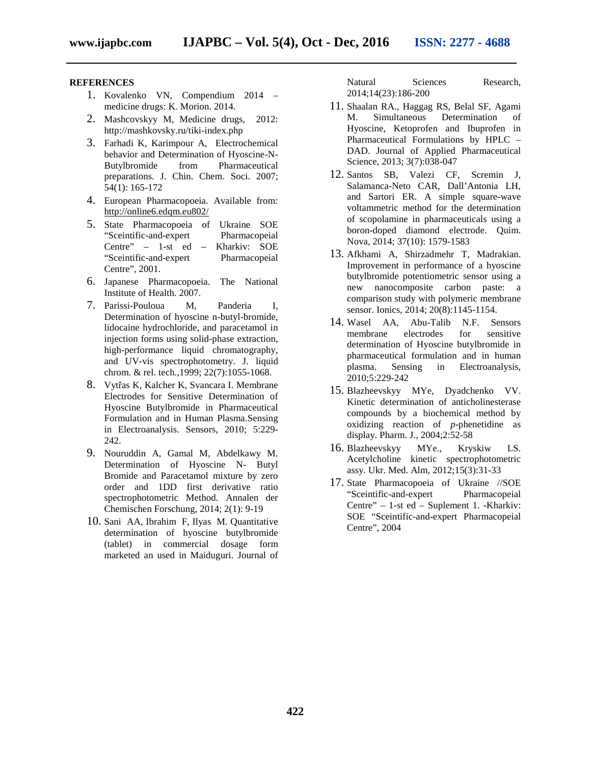## REFERENCES

1. Kovalenko VN, Compendium 2014 – medicine drugs: K. Morion. 2014.
2. Mashcovskyy M, Medicine drugs, 2012: http://mashkovsky.ru/tiki-index.php
3. Farhadi K, Karimpour A, Electrochemical behavior and Determination of Hyoscine-N-Butylbromide from Pharmaceutical preparations. J. Chin. Chem. Soci. 2007; 54(1): 165-172
4. European Pharmacopoeia. Available from: http://online6.edqm.eu802/
5. State Pharmacopoeia of Ukraine SOE "Sceintific-and-expert Pharmacopeial Centre" – 1-st ed – Kharkiv: SOE "Sceintific-and-expert Pharmacopeial Centre", 2001.
6. Japanese Pharmacopoeia. The National Institute of Health. 2007.
7. Parissi-Pouloua M, Panderia I, Determination of hyoscine n-butyl-bromide, lidocaine hydrochloride, and paracetamol in injection forms using solid-phase extraction, high-performance liquid chromatography, and UV-vis spectrophotometry. J. liquid chrom. & rel. tech.,1999; 22(7):1055-1068.
8. Vytřas K, Kalcher K, Svancara I. Membrane Electrodes for Sensitive Determination of Hyoscine Butylbromide in Pharmaceutical Formulation and in Human Plasma.Sensing in Electroanalysis. Sensors, 2010; 5:229-242.
9. Nouruddin A, Gamal M, Abdelkawy M. Determination of Hyoscine N- Butyl Bromide and Paracetamol mixture by zero order and 1DD first derivative ratio spectrophotometric Method. Annalen der Chemischen Forschung, 2014; 2(1): 9-19
10. Sani AA, Ibrahim F, Ilyas M. Quantitative determination of hyoscine butylbromide (tablet) in commercial dosage form marketed an used in Maiduguri. Journal of Natural Sciences Research, 2014;14(23):186-200
11. Shaalan RA., Haggag RS, Belal SF, Agami M. Simultaneous Determination of Hyoscine, Ketoprofen and Ibuprofen in Pharmaceutical Formulations by HPLC – DAD. Journal of Applied Pharmaceutical Science, 2013; 3(7):038-047
12. Santos SB, Valezi CF, Scremin J, Salamanca-Neto CAR, Dall'Antonia LH, and Sartori ER. A simple square-wave voltammetric method for the determination of scopolamine in pharmaceuticals using a boron-doped diamond electrode. Quim. Nova, 2014; 37(10): 1579-1583
13. Afkhami A, Shirzadmehr T, Madrakian. Improvement in performance of a hyoscine butylbromide potentiometric sensor using a new nanocomposite carbon paste: a comparison study with polymeric membrane sensor. Ionics, 2014; 20(8):1145-1154.
14. Wasel AA, Abu-Talib N.F. Sensors membrane electrodes for sensitive determination of Hyoscine butylbromide in pharmaceutical formulation and in human plasma. Sensing in Electroanalysis, 2010;5:229-242
15. Blazheevskyy MYe, Dyadchenko VV. Kinetic determination of anticholinesterase compounds by a biochemical method by oxidizing reaction of *p*-phenetidine as display. Pharm. J., 2004;2:52-58
16. Blazheevskyy MYe., Kryskiw LS. Acetylcholine kinetic spectrophotometric assy. Ukr. Med. Alm, 2012;15(3):31-33
17. State Pharmacopoeia of Ukraine //SOE "Sceintific-and-expert Pharmacopeial Centre" – 1-st ed – Suplement 1. -Kharkiv: SOE "Sceintific-and-expert Pharmacopeial Centre", 2004